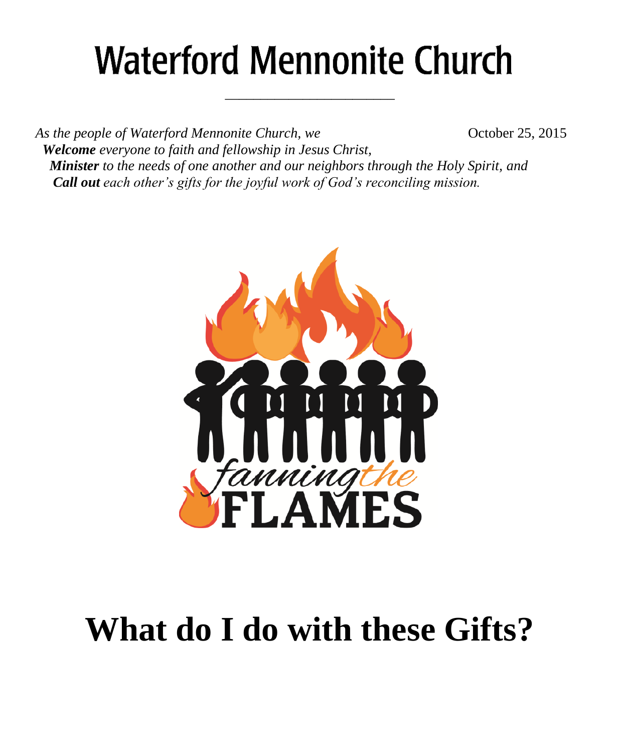# Waterford Mennonite Church

*As the people of Waterford Mennonite Church, we*

October 25, 2015

***Welcome*** *everyone to faith and fellowship in Jesus Christ,*
***Minister*** *to the needs of one another and our neighbors through the Holy Spirit, and*
***Call out*** *each other's gifts for the joyful work of God's reconciling mission.*

fanning the FLAMES

# What do I do with these Gifts?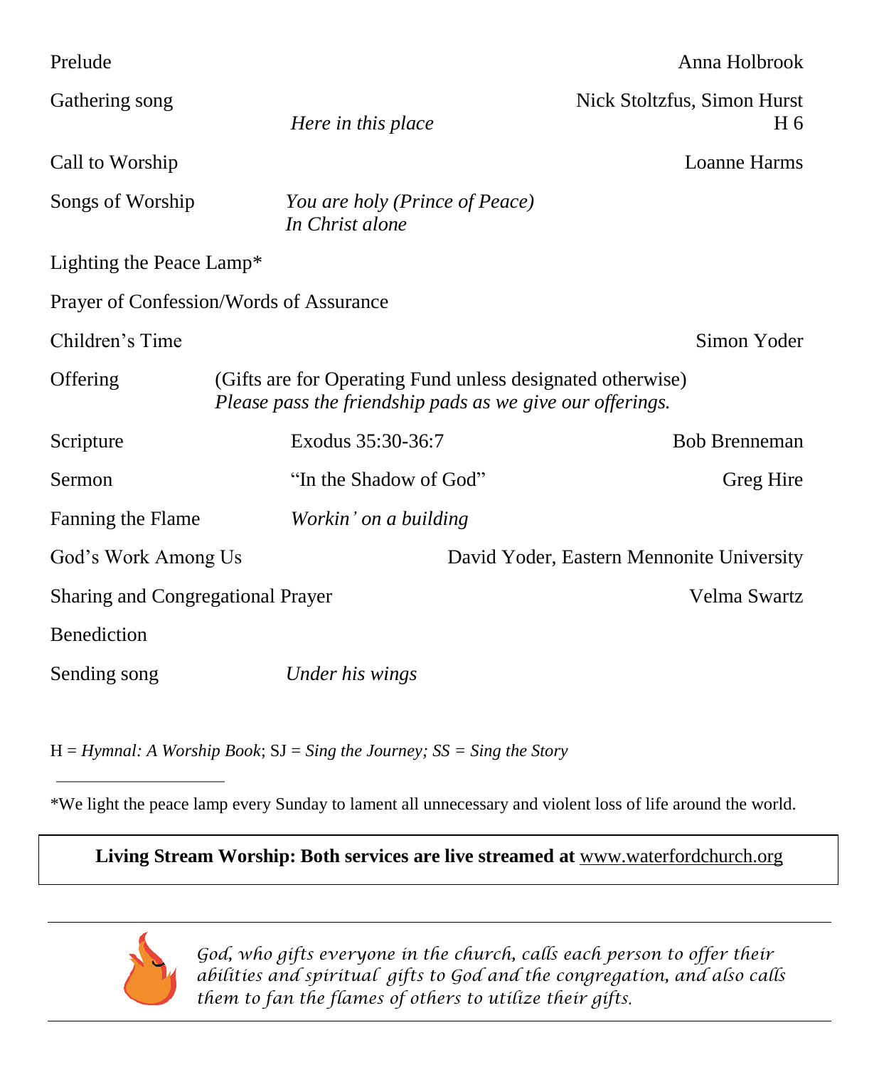| | | |
|---|---|---|
| Prelude | | Anna Holbrook |
| Gathering song | *Here in this place* | Nick Stoltzfus, Simon Hurst<br>H 6 |
| Call to Worship | | Loanne Harms |
| Songs of Worship | *You are holy (Prince of Peace)*<br>*In Christ alone* | |
| Lighting the Peace Lamp* | | |
| Prayer of Confession/Words of Assurance | | |
| Children's Time | | Simon Yoder |
| Offering | (Gifts are for Operating Fund unless designated otherwise)<br>*Please pass the friendship pads as we give our offerings.* | |
| Scripture | Exodus 35:30-36:7 | Bob Brenneman |
| Sermon | "In the Shadow of God" | Greg Hire |
| Fanning the Flame | *Workin' on a building* | |
| God's Work Among Us | | David Yoder, Eastern Mennonite University |
| Sharing and Congregational Prayer | | Velma Swartz |
| Benediction | | |
| Sending song | *Under his wings* | |

H = *Hymnal: A Worship Book*; SJ = *Sing the Journey; SS = Sing the Story*

---

*We light the peace lamp every Sunday to lament all unnecessary and violent loss of life around the world.

**Living Stream Worship: Both services are live streamed at** www.waterfordchurch.org

---

*God, who gifts everyone in the church, calls each person to offer their abilities and spiritual gifts to God and the congregation, and also calls them to fan the flames of others to utilize their gifts.*

---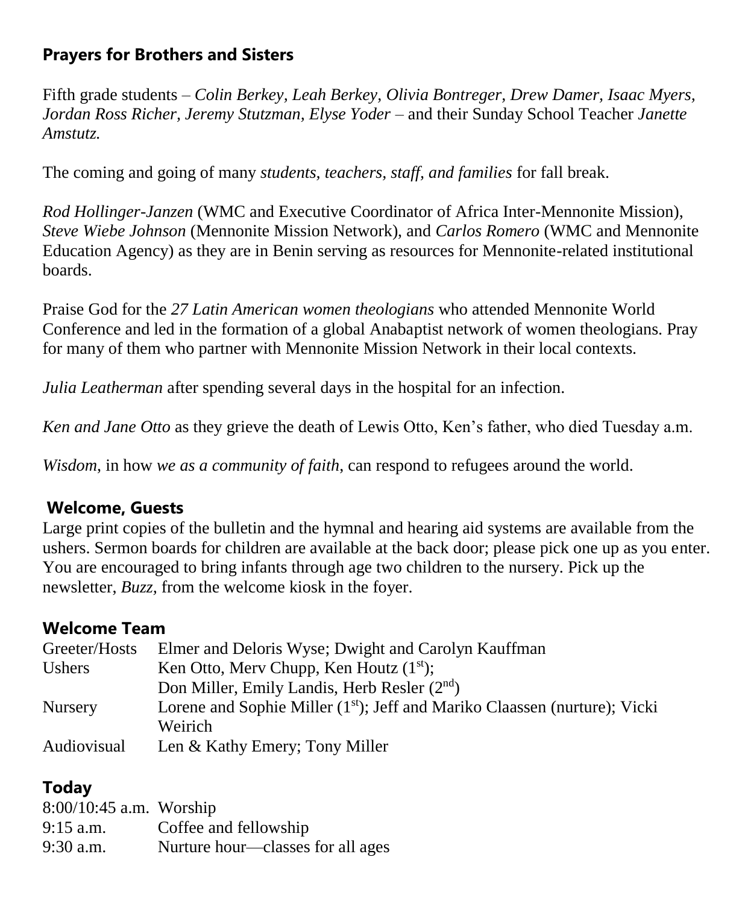## Prayers for Brothers and Sisters

Fifth grade students – *Colin Berkey, Leah Berkey, Olivia Bontreger, Drew Damer, Isaac Myers, Jordan Ross Richer, Jeremy Stutzman, Elyse Yoder* – and their Sunday School Teacher *Janette Amstutz.*

The coming and going of many *students, teachers, staff, and families* for fall break.

*Rod Hollinger-Janzen* (WMC and Executive Coordinator of Africa Inter-Mennonite Mission), *Steve Wiebe Johnson* (Mennonite Mission Network), and *Carlos Romero* (WMC and Mennonite Education Agency) as they are in Benin serving as resources for Mennonite-related institutional boards.

Praise God for the *27 Latin American women theologians* who attended Mennonite World Conference and led in the formation of a global Anabaptist network of women theologians. Pray for many of them who partner with Mennonite Mission Network in their local contexts.

*Julia Leatherman* after spending several days in the hospital for an infection.

*Ken and Jane Otto* as they grieve the death of Lewis Otto, Ken's father, who died Tuesday a.m.

*Wisdom*, in how *we as a community of faith*, can respond to refugees around the world.

## Welcome, Guests

Large print copies of the bulletin and the hymnal and hearing aid systems are available from the ushers. Sermon boards for children are available at the back door; please pick one up as you enter. You are encouraged to bring infants through age two children to the nursery. Pick up the newsletter, *Buzz,* from the welcome kiosk in the foyer.

## Welcome Team

| | |
|---|---|
| Greeter/Hosts | Elmer and Deloris Wyse; Dwight and Carolyn Kauffman |
| Ushers | Ken Otto, Merv Chupp, Ken Houtz (1st); Don Miller, Emily Landis, Herb Resler (2nd) |
| Nursery | Lorene and Sophie Miller (1st); Jeff and Mariko Claassen (nurture); Vicki Weirich |
| Audiovisual | Len & Kathy Emery; Tony Miller |

## Today

| | |
|---|---|
| 8:00/10:45 a.m. | Worship |
| 9:15 a.m. | Coffee and fellowship |
| 9:30 a.m. | Nurture hour—classes for all ages |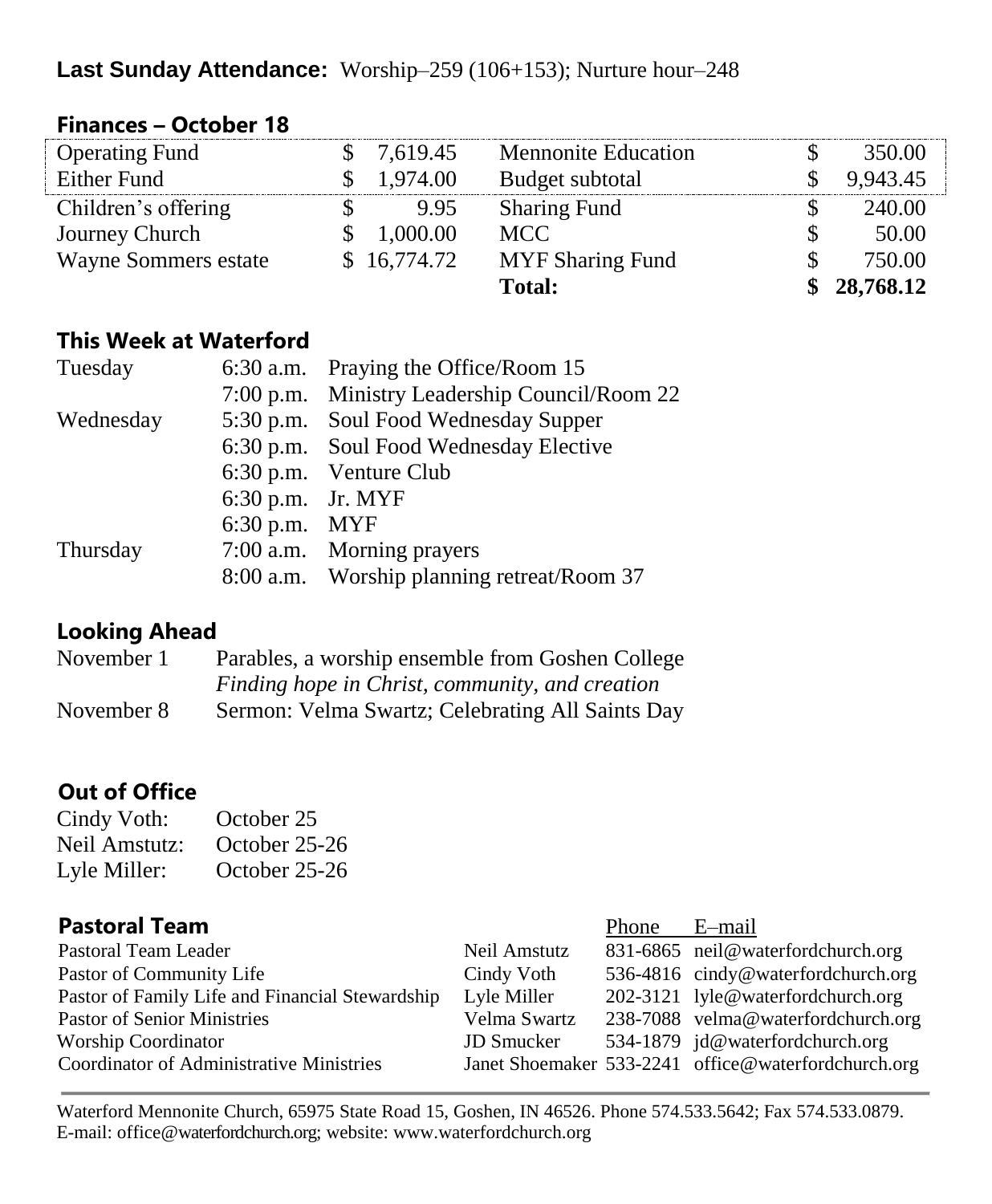**Last Sunday Attendance:** Worship–259 (106+153); Nurture hour–248

## Finances – October 18

| | | | |
|---|---|---|---|
| Operating Fund | $ 7,619.45 | Mennonite Education | $ 350.00 |
| Either Fund | $ 1,974.00 | Budget subtotal | $ 9,943.45 |
| Children's offering | $ 9.95 | Sharing Fund | $ 240.00 |
| Journey Church | $ 1,000.00 | MCC | $ 50.00 |
| Wayne Sommers estate | $ 16,774.72 | MYF Sharing Fund | $ 750.00 |
| | | **Total:** | **$ 28,768.12** |

## This Week at Waterford

| | | |
|---|---|---|
| Tuesday | 6:30 a.m. | Praying the Office/Room 15 |
| | 7:00 p.m. | Ministry Leadership Council/Room 22 |
| Wednesday | 5:30 p.m. | Soul Food Wednesday Supper |
| | 6:30 p.m. | Soul Food Wednesday Elective |
| | 6:30 p.m. | Venture Club |
| | 6:30 p.m. | Jr. MYF |
| | 6:30 p.m. | MYF |
| Thursday | 7:00 a.m. | Morning prayers |
| | 8:00 a.m. | Worship planning retreat/Room 37 |

## Looking Ahead

| | |
|---|---|
| November 1 | Parables, a worship ensemble from Goshen College<br>*Finding hope in Christ, community, and creation* |
| November 8 | Sermon: Velma Swartz; Celebrating All Saints Day |

## Out of Office

| | |
|---|---|
| Cindy Voth: | October 25 |
| Neil Amstutz: | October 25-26 |
| Lyle Miller: | October 25-26 |

## Pastoral Team

| | | Phone | E–mail |
|---|---|---|---|
| Pastoral Team Leader | Neil Amstutz | 831-6865 | neil@waterfordchurch.org |
| Pastor of Community Life | Cindy Voth | 536-4816 | cindy@waterfordchurch.org |
| Pastor of Family Life and Financial Stewardship | Lyle Miller | 202-3121 | lyle@waterfordchurch.org |
| Pastor of Senior Ministries | Velma Swartz | 238-7088 | velma@waterfordchurch.org |
| Worship Coordinator | JD Smucker | 534-1879 | jd@waterfordchurch.org |
| Coordinator of Administrative Ministries | Janet Shoemaker | 533-2241 | office@waterfordchurch.org |

Waterford Mennonite Church, 65975 State Road 15, Goshen, IN 46526. Phone 574.533.5642; Fax 574.533.0879. E-mail: office@waterfordchurch.org; website: www.waterfordchurch.org